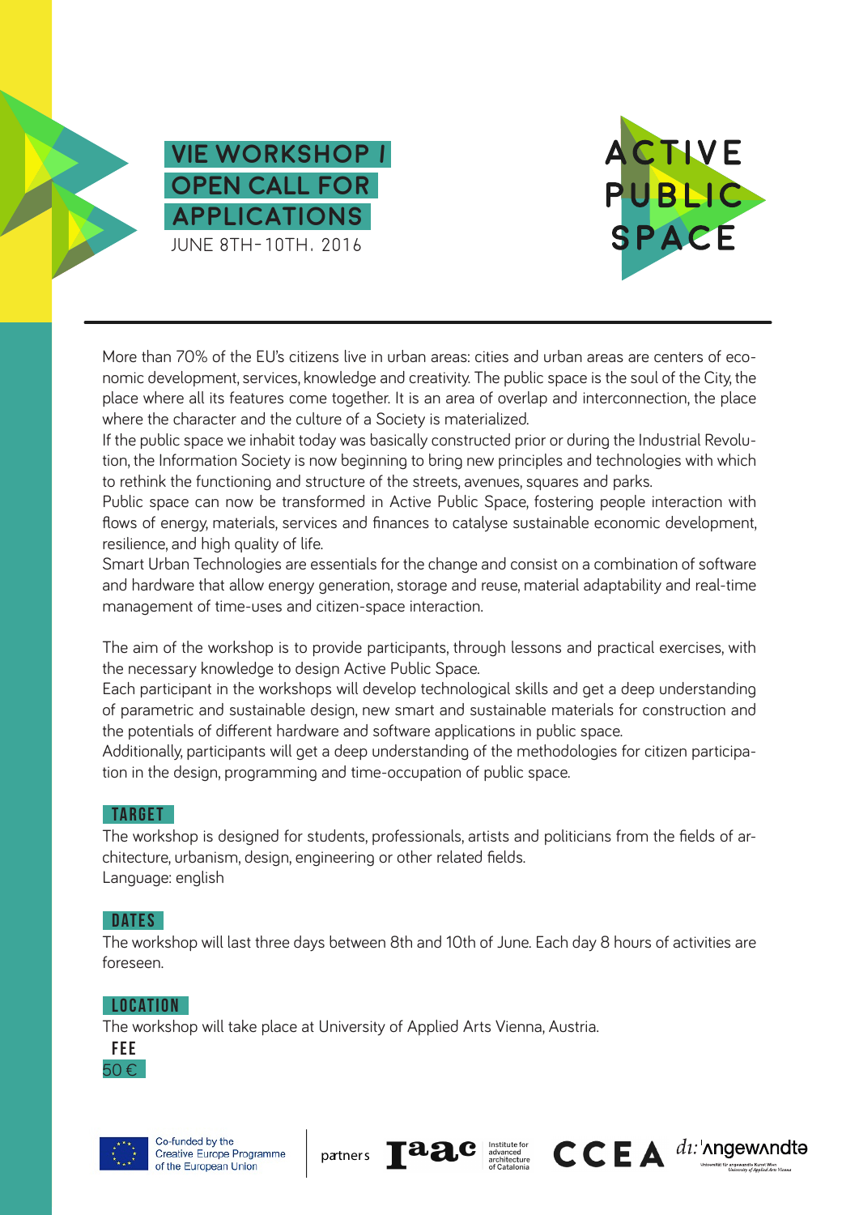# VIE WORKSHOP / OPEN CALL FOR APPLICATIONS

JUNE 8TH-10TH, 2016

# ACTIVE PUBLIC SPACE

More than 70% of the EU's citizens live in urban areas: cities and urban areas are centers of economic development, services, knowledge and creativity. The public space is the soul of the City, the place where all its features come together. It is an area of overlap and interconnection, the place where the character and the culture of a Society is materialized.

If the public space we inhabit today was basically constructed prior or during the Industrial Revolution, the Information Society is now beginning to bring new principles and technologies with which to rethink the functioning and structure of the streets, avenues, squares and parks.

Public space can now be transformed in Active Public Space, fostering people interaction with flows of energy, materials, services and finances to catalyse sustainable economic development, resilience, and high quality of life.

Smart Urban Technologies are essentials for the change and consist on a combination of software and hardware that allow energy generation, storage and reuse, material adaptability and real-time management of time-uses and citizen-space interaction.

The aim of the workshop is to provide participants, through lessons and practical exercises, with the necessary knowledge to design Active Public Space.

Each participant in the workshops will develop technological skills and get a deep understanding of parametric and sustainable design, new smart and sustainable materials for construction and the potentials of different hardware and software applications in public space.

Additionally, participants will get a deep understanding of the methodologies for citizen participation in the design, programming and time-occupation of public space.

## TARGET

The workshop is designed for students, professionals, artists and politicians from the fields of architecture, urbanism, design, engineering or other related fields.

Language: english

## DATES

The workshop will last three days between 8th and 10th of June. Each day 8 hours of activities are foreseen.

## LOCATION

The workshop will take place at University of Applied Arts Vienna, Austria.

## FEE

50 €

Co-funded by the Creative Europe Programme of the European Union

partners: Iaac Institute for advanced architecture of Catalonia, CCEA, di:'angewandte Universität für angewandte Kunst Wien University of Applied Arts Vienna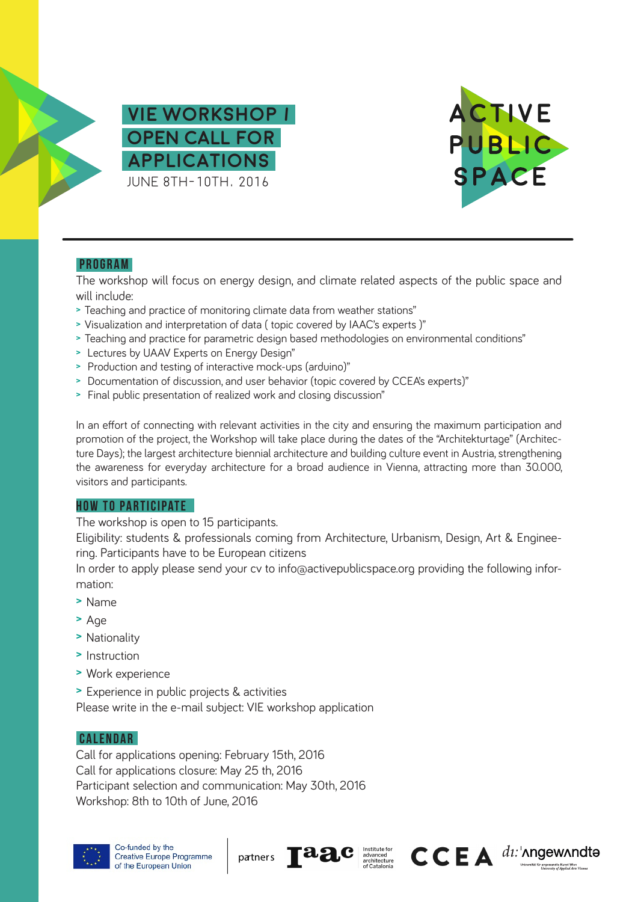# VIE WORKSHOP / OPEN CALL FOR APPLICATIONS

JUNE 8TH-10TH, 2016

ACTIVE PUBLIC SPACE

## PROGRAM

The workshop will focus on energy design, and climate related aspects of the public space and will include:

- > Teaching and practice of monitoring climate data from weather stations"
- > Visualization and interpretation of data ( topic covered by IAAC's experts )"
- > Teaching and practice for parametric design based methodologies on environmental conditions"
- > Lectures by UAAV Experts on Energy Design"
- > Production and testing of interactive mock-ups (arduino)"
- > Documentation of discussion, and user behavior (topic covered by CCEA's experts)"
- > Final public presentation of realized work and closing discussion"

In an effort of connecting with relevant activities in the city and ensuring the maximum participation and promotion of the project, the Workshop will take place during the dates of the "Architekturtage" (Architecture Days); the largest architecture biennial architecture and building culture event in Austria, strengthening the awareness for everyday architecture for a broad audience in Vienna, attracting more than 30.000, visitors and participants.

## HOW TO PARTICIPATE

The workshop is open to 15 participants.

Eligibility: students & professionals coming from Architecture, Urbanism, Design, Art & Engineering. Participants have to be European citizens

In order to apply please send your cv to info@activepublicspace.org providing the following information:

- > Name
- > Age
- > Nationality
- > Instruction
- > Work experience
- > Experience in public projects & activities

Please write in the e-mail subject: VIE workshop application

## CALENDAR

Call for applications opening: February 15th, 2016
Call for applications closure: May 25 th, 2016
Participant selection and communication: May 30th, 2016
Workshop: 8th to 10th of June, 2016

Co-funded by the Creative Europe Programme of the European Union

partners IaaC Institute for advanced architecture of Catalonia CCEA di:'ʌngewʌndtə Universität für angewandte Kunst Wien University of Applied Arts Vienna